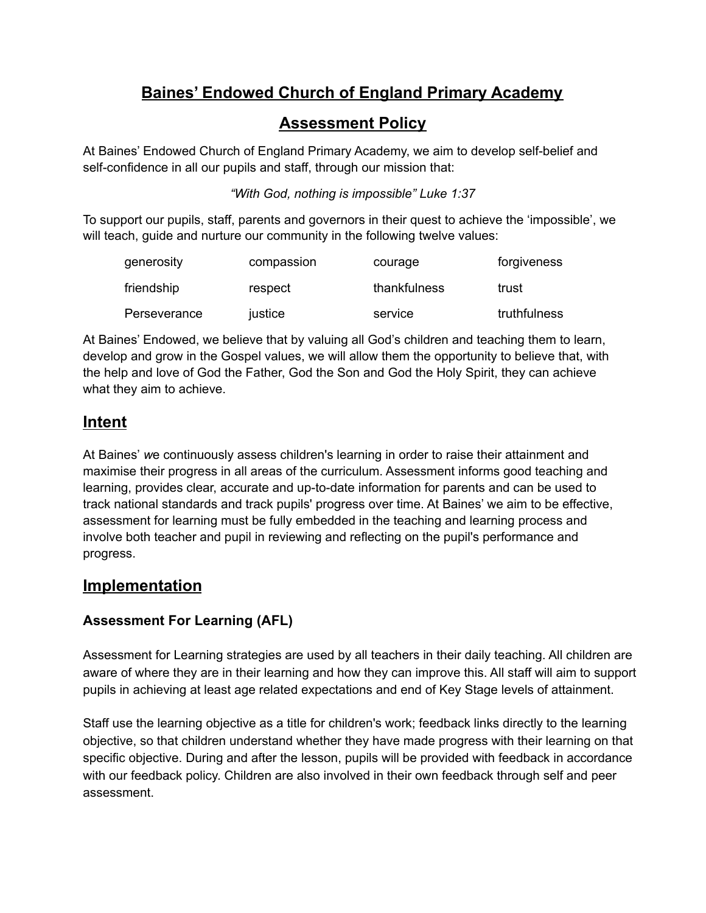# Baines' Endowed Church of England Primary Academy

# Assessment Policy

At Baines' Endowed Church of England Primary Academy, we aim to develop self-belief and self-confidence in all our pupils and staff, through our mission that:

*"With God, nothing is impossible" Luke 1:37*

To support our pupils, staff, parents and governors in their quest to achieve the 'impossible', we will teach, guide and nurture our community in the following twelve values:

| | | | |
|---|---|---|---|
| generosity | compassion | courage | forgiveness |
| friendship | respect | thankfulness | trust |
| Perseverance | justice | service | truthfulness |

At Baines' Endowed, we believe that by valuing all God's children and teaching them to learn, develop and grow in the Gospel values, we will allow them the opportunity to believe that, with the help and love of God the Father, God the Son and God the Holy Spirit, they can achieve what they aim to achieve.

## Intent

At Baines' *w*e continuously assess children's learning in order to raise their attainment and maximise their progress in all areas of the curriculum. Assessment informs good teaching and learning, provides clear, accurate and up-to-date information for parents and can be used to track national standards and track pupils' progress over time. At Baines' we aim to be effective, assessment for learning must be fully embedded in the teaching and learning process and involve both teacher and pupil in reviewing and reflecting on the pupil's performance and progress.

## Implementation

### Assessment For Learning (AFL)

Assessment for Learning strategies are used by all teachers in their daily teaching. All children are aware of where they are in their learning and how they can improve this. All staff will aim to support pupils in achieving at least age related expectations and end of Key Stage levels of attainment.

Staff use the learning objective as a title for children's work; feedback links directly to the learning objective, so that children understand whether they have made progress with their learning on that specific objective. During and after the lesson, pupils will be provided with feedback in accordance with our feedback policy. Children are also involved in their own feedback through self and peer assessment.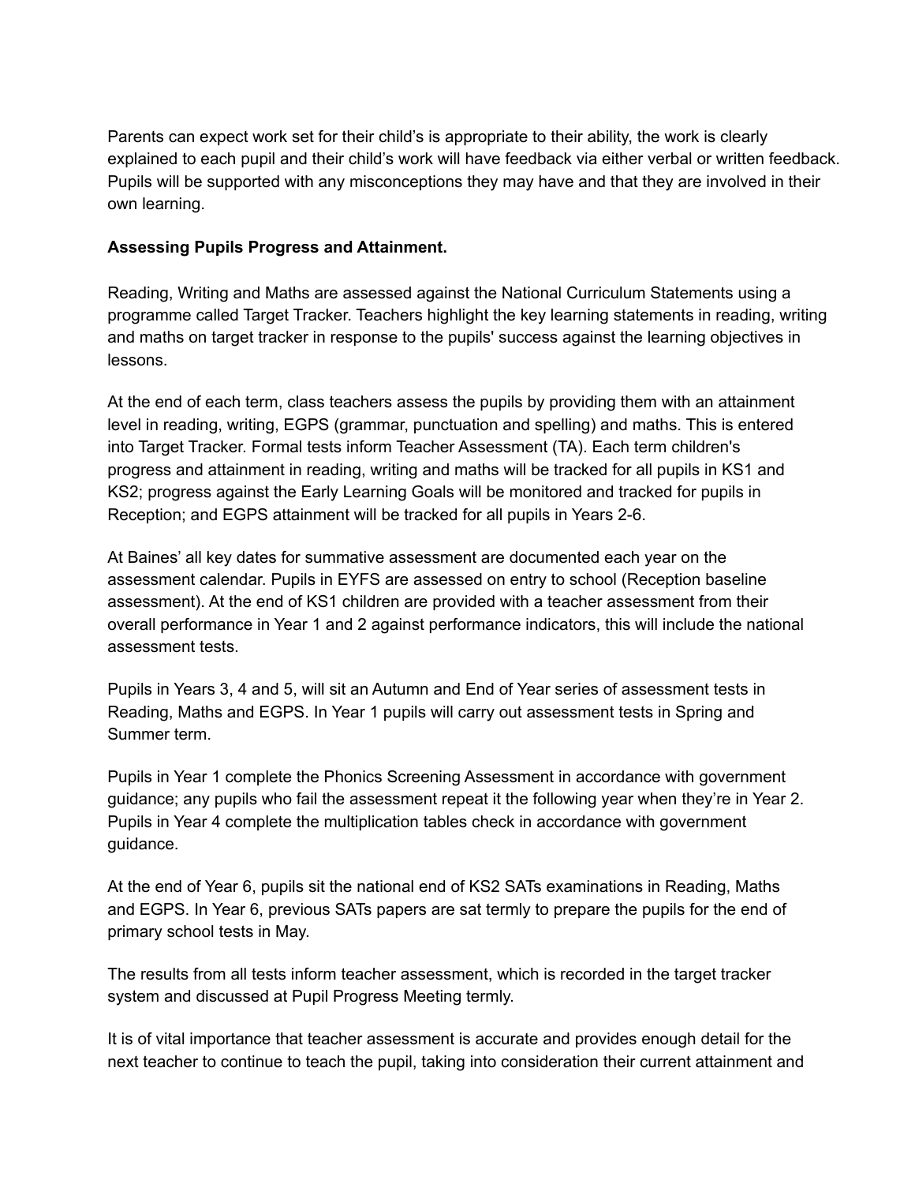Parents can expect work set for their child's is appropriate to their ability, the work is clearly explained to each pupil and their child's work will have feedback via either verbal or written feedback. Pupils will be supported with any misconceptions they may have and that they are involved in their own learning.

**Assessing Pupils Progress and Attainment.**

Reading, Writing and Maths are assessed against the National Curriculum Statements using a programme called Target Tracker. Teachers highlight the key learning statements in reading, writing and maths on target tracker in response to the pupils' success against the learning objectives in lessons.

At the end of each term, class teachers assess the pupils by providing them with an attainment level in reading, writing, EGPS (grammar, punctuation and spelling) and maths. This is entered into Target Tracker. Formal tests inform Teacher Assessment (TA). Each term children's progress and attainment in reading, writing and maths will be tracked for all pupils in KS1 and KS2; progress against the Early Learning Goals will be monitored and tracked for pupils in Reception; and EGPS attainment will be tracked for all pupils in Years 2-6.

At Baines' all key dates for summative assessment are documented each year on the assessment calendar. Pupils in EYFS are assessed on entry to school (Reception baseline assessment). At the end of KS1 children are provided with a teacher assessment from their overall performance in Year 1 and 2 against performance indicators, this will include the national assessment tests.

Pupils in Years 3, 4 and 5, will sit an Autumn and End of Year series of assessment tests in Reading, Maths and EGPS. In Year 1 pupils will carry out assessment tests in Spring and Summer term.

Pupils in Year 1 complete the Phonics Screening Assessment in accordance with government guidance; any pupils who fail the assessment repeat it the following year when they're in Year 2. Pupils in Year 4 complete the multiplication tables check in accordance with government guidance.

At the end of Year 6, pupils sit the national end of KS2 SATs examinations in Reading, Maths and EGPS. In Year 6, previous SATs papers are sat termly to prepare the pupils for the end of primary school tests in May.

The results from all tests inform teacher assessment, which is recorded in the target tracker system and discussed at Pupil Progress Meeting termly.

It is of vital importance that teacher assessment is accurate and provides enough detail for the next teacher to continue to teach the pupil, taking into consideration their current attainment and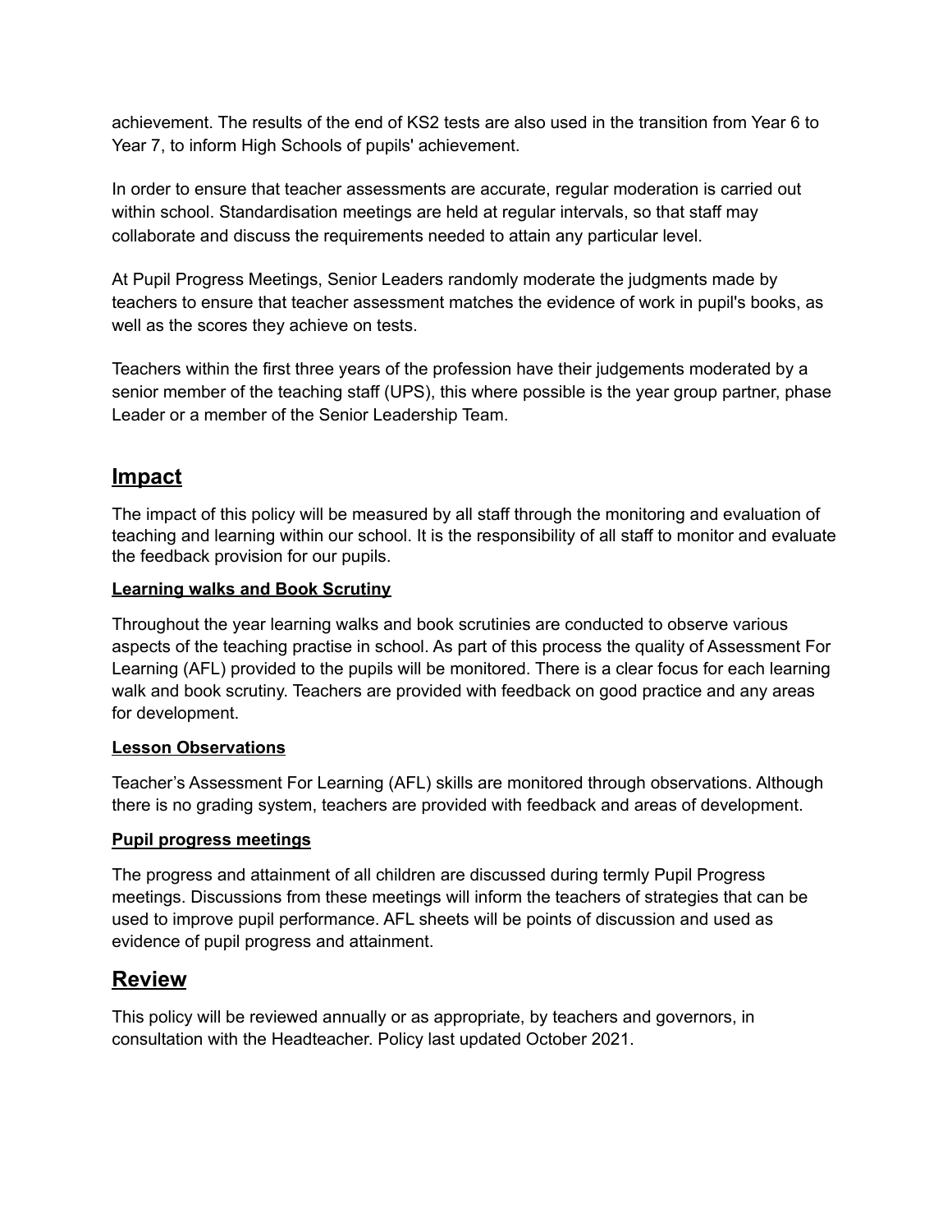achievement. The results of the end of KS2 tests are also used in the transition from Year 6 to Year 7, to inform High Schools of pupils' achievement.

In order to ensure that teacher assessments are accurate, regular moderation is carried out within school. Standardisation meetings are held at regular intervals, so that staff may collaborate and discuss the requirements needed to attain any particular level.

At Pupil Progress Meetings, Senior Leaders randomly moderate the judgments made by teachers to ensure that teacher assessment matches the evidence of work in pupil's books, as well as the scores they achieve on tests.

Teachers within the first three years of the profession have their judgements moderated by a senior member of the teaching staff (UPS), this where possible is the year group partner, phase Leader or a member of the Senior Leadership Team.

## Impact

The impact of this policy will be measured by all staff through the monitoring and evaluation of teaching and learning within our school. It is the responsibility of all staff to monitor and evaluate the feedback provision for our pupils.

### Learning walks and Book Scrutiny

Throughout the year learning walks and book scrutinies are conducted to observe various aspects of the teaching practise in school. As part of this process the quality of Assessment For Learning (AFL) provided to the pupils will be monitored. There is a clear focus for each learning walk and book scrutiny. Teachers are provided with feedback on good practice and any areas for development.

### Lesson Observations

Teacher's Assessment For Learning (AFL) skills are monitored through observations. Although there is no grading system, teachers are provided with feedback and areas of development.

### Pupil progress meetings

The progress and attainment of all children are discussed during termly Pupil Progress meetings. Discussions from these meetings will inform the teachers of strategies that can be used to improve pupil performance. AFL sheets will be points of discussion and used as evidence of pupil progress and attainment.

## Review

This policy will be reviewed annually or as appropriate, by teachers and governors, in consultation with the Headteacher. Policy last updated October 2021.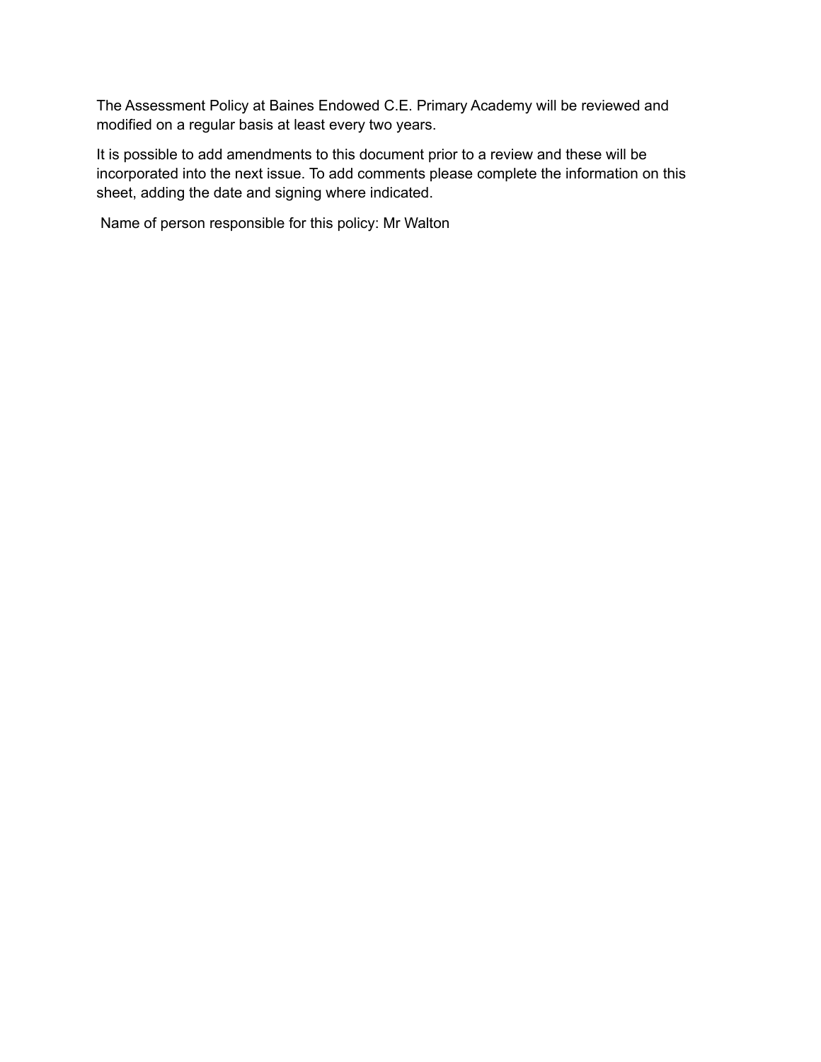The Assessment Policy at Baines Endowed C.E. Primary Academy will be reviewed and modified on a regular basis at least every two years.

It is possible to add amendments to this document prior to a review and these will be incorporated into the next issue. To add comments please complete the information on this sheet, adding the date and signing where indicated.

Name of person responsible for this policy: Mr Walton